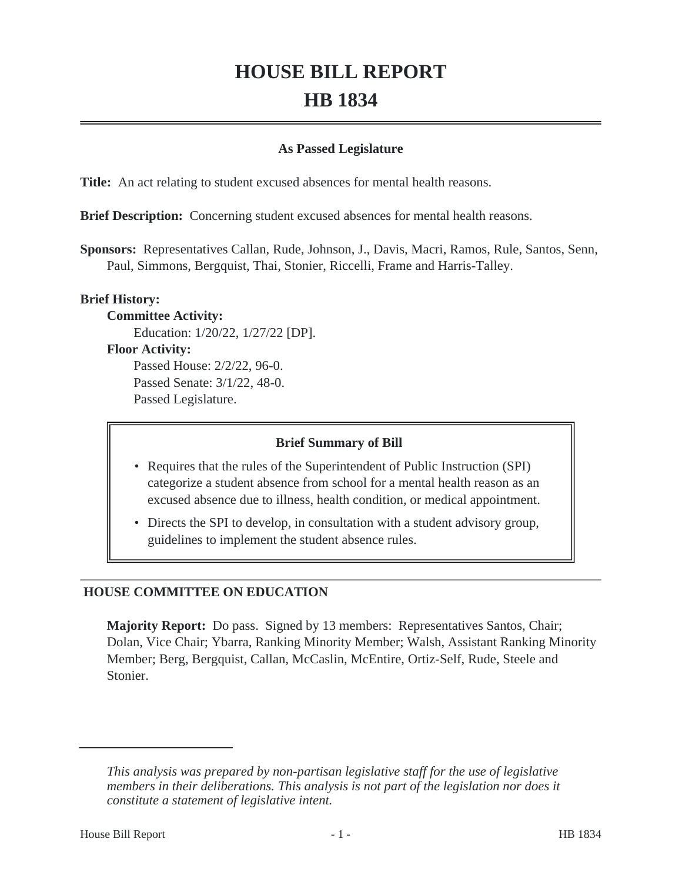# HOUSE BILL REPORT

# HB 1834

**As Passed Legislature**

**Title:** An act relating to student excused absences for mental health reasons.

**Brief Description:** Concerning student excused absences for mental health reasons.

**Sponsors:** Representatives Callan, Rude, Johnson, J., Davis, Macri, Ramos, Rule, Santos, Senn, Paul, Simmons, Bergquist, Thai, Stonier, Riccelli, Frame and Harris-Talley.

**Brief History:**

**Committee Activity:**

Education: 1/20/22, 1/27/22 [DP].

**Floor Activity:**

Passed House: 2/2/22, 96-0.

Passed Senate: 3/1/22, 48-0.

Passed Legislature.

**Brief Summary of Bill**

- Requires that the rules of the Superintendent of Public Instruction (SPI) categorize a student absence from school for a mental health reason as an excused absence due to illness, health condition, or medical appointment.
- Directs the SPI to develop, in consultation with a student advisory group, guidelines to implement the student absence rules.

## HOUSE COMMITTEE ON EDUCATION

**Majority Report:** Do pass. Signed by 13 members: Representatives Santos, Chair; Dolan, Vice Chair; Ybarra, Ranking Minority Member; Walsh, Assistant Ranking Minority Member; Berg, Bergquist, Callan, McCaslin, McEntire, Ortiz-Self, Rude, Steele and Stonier.

*This analysis was prepared by non-partisan legislative staff for the use of legislative members in their deliberations. This analysis is not part of the legislation nor does it constitute a statement of legislative intent.*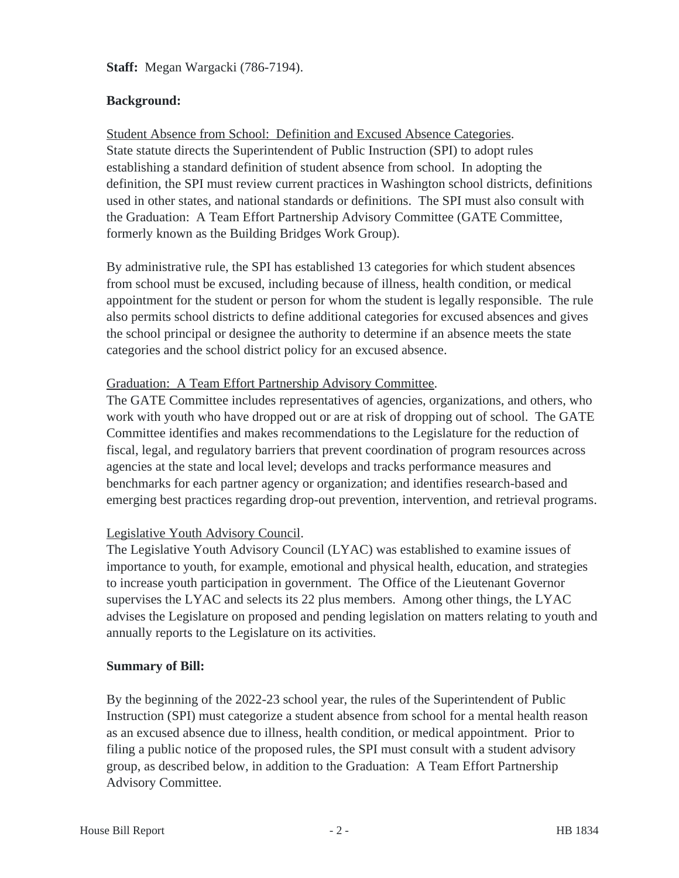**Staff:** Megan Wargacki (786-7194).

**Background:**

Student Absence from School: Definition and Excused Absence Categories.
State statute directs the Superintendent of Public Instruction (SPI) to adopt rules establishing a standard definition of student absence from school. In adopting the definition, the SPI must review current practices in Washington school districts, definitions used in other states, and national standards or definitions. The SPI must also consult with the Graduation: A Team Effort Partnership Advisory Committee (GATE Committee, formerly known as the Building Bridges Work Group).

By administrative rule, the SPI has established 13 categories for which student absences from school must be excused, including because of illness, health condition, or medical appointment for the student or person for whom the student is legally responsible. The rule also permits school districts to define additional categories for excused absences and gives the school principal or designee the authority to determine if an absence meets the state categories and the school district policy for an excused absence.

Graduation: A Team Effort Partnership Advisory Committee.
The GATE Committee includes representatives of agencies, organizations, and others, who work with youth who have dropped out or are at risk of dropping out of school. The GATE Committee identifies and makes recommendations to the Legislature for the reduction of fiscal, legal, and regulatory barriers that prevent coordination of program resources across agencies at the state and local level; develops and tracks performance measures and benchmarks for each partner agency or organization; and identifies research-based and emerging best practices regarding drop-out prevention, intervention, and retrieval programs.

Legislative Youth Advisory Council.
The Legislative Youth Advisory Council (LYAC) was established to examine issues of importance to youth, for example, emotional and physical health, education, and strategies to increase youth participation in government. The Office of the Lieutenant Governor supervises the LYAC and selects its 22 plus members. Among other things, the LYAC advises the Legislature on proposed and pending legislation on matters relating to youth and annually reports to the Legislature on its activities.

**Summary of Bill:**

By the beginning of the 2022-23 school year, the rules of the Superintendent of Public Instruction (SPI) must categorize a student absence from school for a mental health reason as an excused absence due to illness, health condition, or medical appointment. Prior to filing a public notice of the proposed rules, the SPI must consult with a student advisory group, as described below, in addition to the Graduation: A Team Effort Partnership Advisory Committee.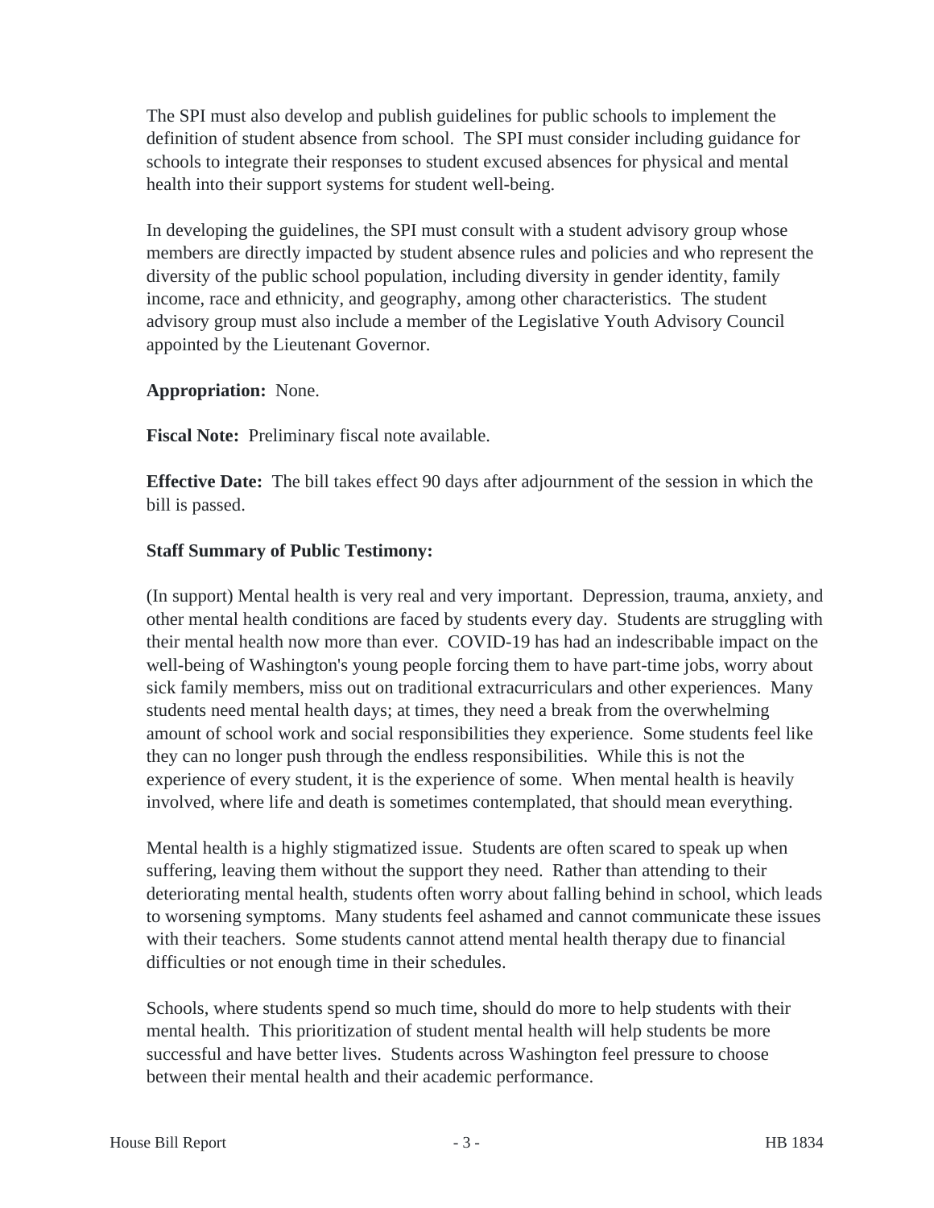The SPI must also develop and publish guidelines for public schools to implement the definition of student absence from school. The SPI must consider including guidance for schools to integrate their responses to student excused absences for physical and mental health into their support systems for student well-being.

In developing the guidelines, the SPI must consult with a student advisory group whose members are directly impacted by student absence rules and policies and who represent the diversity of the public school population, including diversity in gender identity, family income, race and ethnicity, and geography, among other characteristics. The student advisory group must also include a member of the Legislative Youth Advisory Council appointed by the Lieutenant Governor.

**Appropriation:** None.

**Fiscal Note:** Preliminary fiscal note available.

**Effective Date:** The bill takes effect 90 days after adjournment of the session in which the bill is passed.

**Staff Summary of Public Testimony:**

(In support) Mental health is very real and very important. Depression, trauma, anxiety, and other mental health conditions are faced by students every day. Students are struggling with their mental health now more than ever. COVID-19 has had an indescribable impact on the well-being of Washington's young people forcing them to have part-time jobs, worry about sick family members, miss out on traditional extracurriculars and other experiences. Many students need mental health days; at times, they need a break from the overwhelming amount of school work and social responsibilities they experience. Some students feel like they can no longer push through the endless responsibilities. While this is not the experience of every student, it is the experience of some. When mental health is heavily involved, where life and death is sometimes contemplated, that should mean everything.

Mental health is a highly stigmatized issue. Students are often scared to speak up when suffering, leaving them without the support they need. Rather than attending to their deteriorating mental health, students often worry about falling behind in school, which leads to worsening symptoms. Many students feel ashamed and cannot communicate these issues with their teachers. Some students cannot attend mental health therapy due to financial difficulties or not enough time in their schedules.

Schools, where students spend so much time, should do more to help students with their mental health. This prioritization of student mental health will help students be more successful and have better lives. Students across Washington feel pressure to choose between their mental health and their academic performance.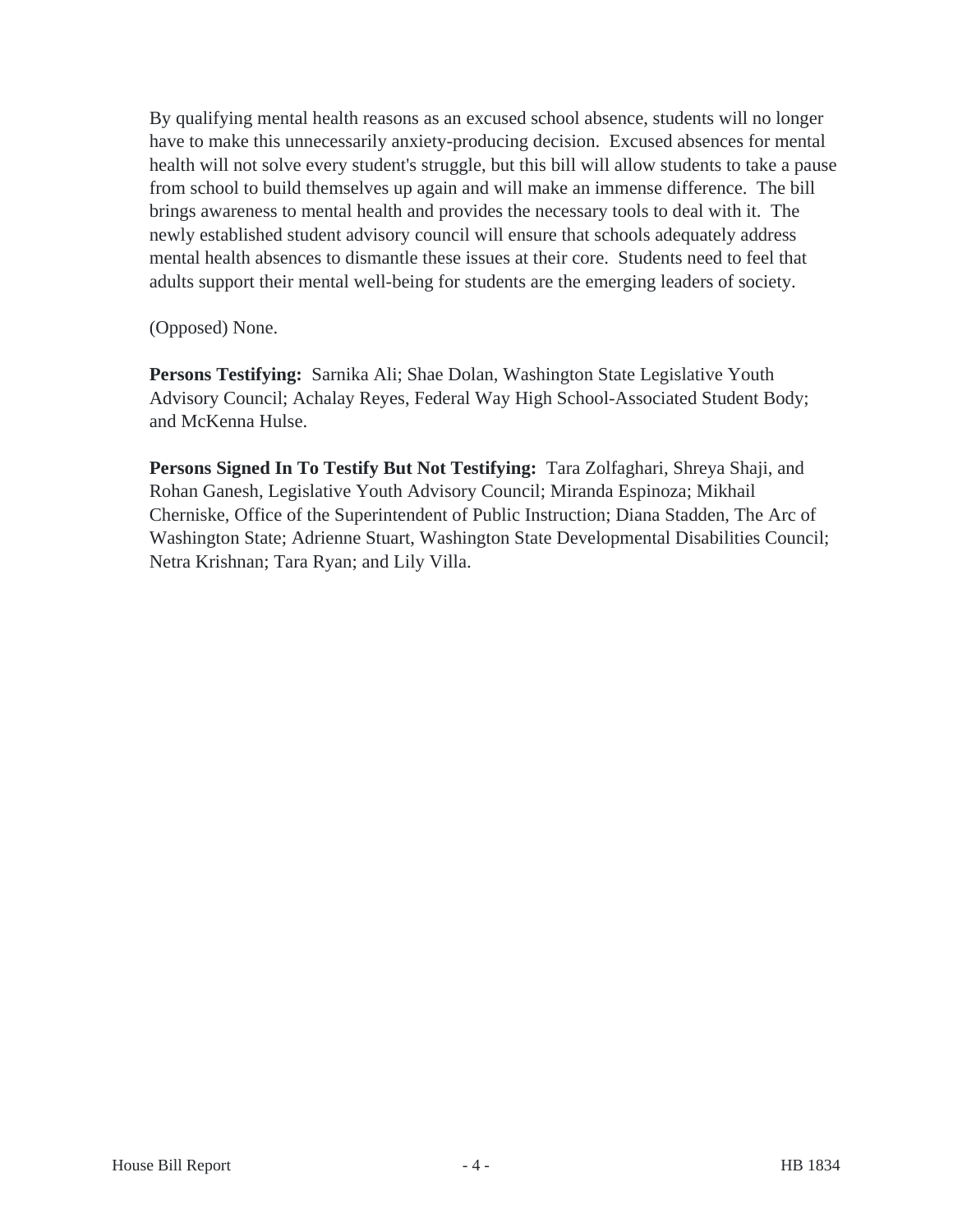By qualifying mental health reasons as an excused school absence, students will no longer have to make this unnecessarily anxiety-producing decision. Excused absences for mental health will not solve every student's struggle, but this bill will allow students to take a pause from school to build themselves up again and will make an immense difference. The bill brings awareness to mental health and provides the necessary tools to deal with it. The newly established student advisory council will ensure that schools adequately address mental health absences to dismantle these issues at their core. Students need to feel that adults support their mental well-being for students are the emerging leaders of society.

(Opposed) None.

**Persons Testifying:** Sarnika Ali; Shae Dolan, Washington State Legislative Youth Advisory Council; Achalay Reyes, Federal Way High School-Associated Student Body; and McKenna Hulse.

**Persons Signed In To Testify But Not Testifying:** Tara Zolfaghari, Shreya Shaji, and Rohan Ganesh, Legislative Youth Advisory Council; Miranda Espinoza; Mikhail Cherniske, Office of the Superintendent of Public Instruction; Diana Stadden, The Arc of Washington State; Adrienne Stuart, Washington State Developmental Disabilities Council; Netra Krishnan; Tara Ryan; and Lily Villa.